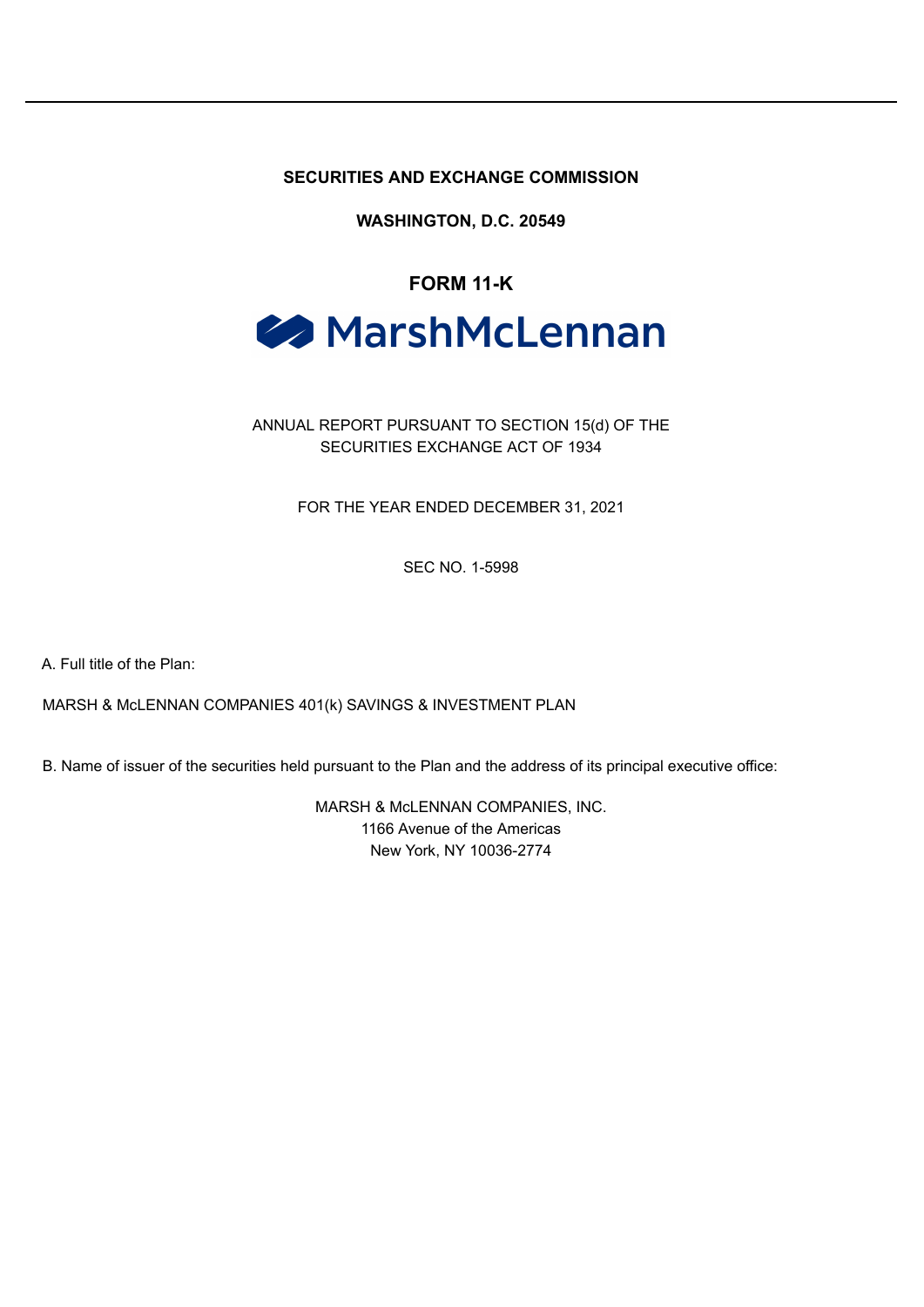**SECURITIES AND EXCHANGE COMMISSION**

**WASHINGTON, D.C. 20549**

# FORM 11-K

MarshMcLennan

ANNUAL REPORT PURSUANT TO SECTION 15(d) OF THE SECURITIES EXCHANGE ACT OF 1934

FOR THE YEAR ENDED DECEMBER 31, 2021

SEC NO. 1-5998

A. Full title of the Plan:

MARSH & McLENNAN COMPANIES 401(k) SAVINGS & INVESTMENT PLAN

B. Name of issuer of the securities held pursuant to the Plan and the address of its principal executive office:

MARSH & McLENNAN COMPANIES, INC.
1166 Avenue of the Americas
New York, NY 10036-2774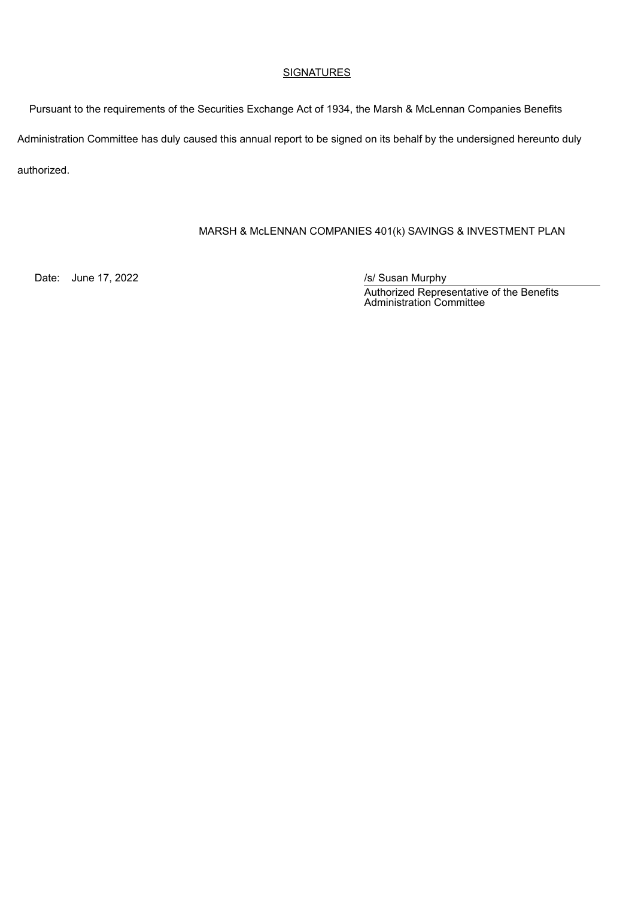## SIGNATURES

Pursuant to the requirements of the Securities Exchange Act of 1934, the Marsh & McLennan Companies Benefits Administration Committee has duly caused this annual report to be signed on its behalf by the undersigned hereunto duly authorized.

MARSH & McLENNAN COMPANIES 401(k) SAVINGS & INVESTMENT PLAN

Date: June 17, 2022

/s/ Susan Murphy

Authorized Representative of the Benefits Administration Committee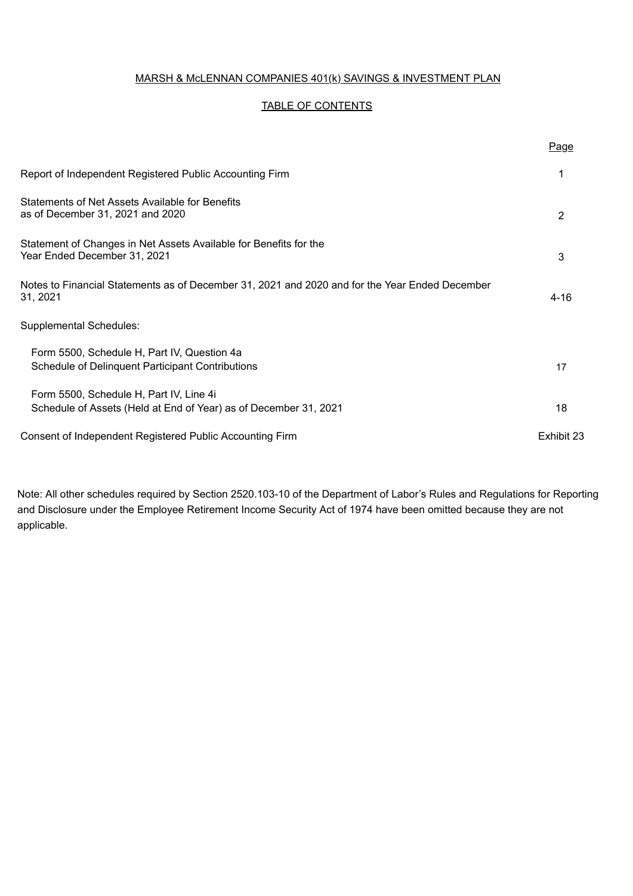# MARSH & McLENNAN COMPANIES 401(k) SAVINGS & INVESTMENT PLAN

## TABLE OF CONTENTS

| | Page |
|---|---|
| Report of Independent Registered Public Accounting Firm | 1 |
| Statements of Net Assets Available for Benefits as of December 31, 2021 and 2020 | 2 |
| Statement of Changes in Net Assets Available for Benefits for the Year Ended December 31, 2021 | 3 |
| Notes to Financial Statements as of December 31, 2021 and 2020 and for the Year Ended December 31, 2021 | 4-16 |
| Supplemental Schedules: | |
| Form 5500, Schedule H, Part IV, Question 4a Schedule of Delinquent Participant Contributions | 17 |
| Form 5500, Schedule H, Part IV, Line 4i Schedule of Assets (Held at End of Year) as of December 31, 2021 | 18 |
| Consent of Independent Registered Public Accounting Firm | Exhibit 23 |

Note: All other schedules required by Section 2520.103-10 of the Department of Labor's Rules and Regulations for Reporting and Disclosure under the Employee Retirement Income Security Act of 1974 have been omitted because they are not applicable.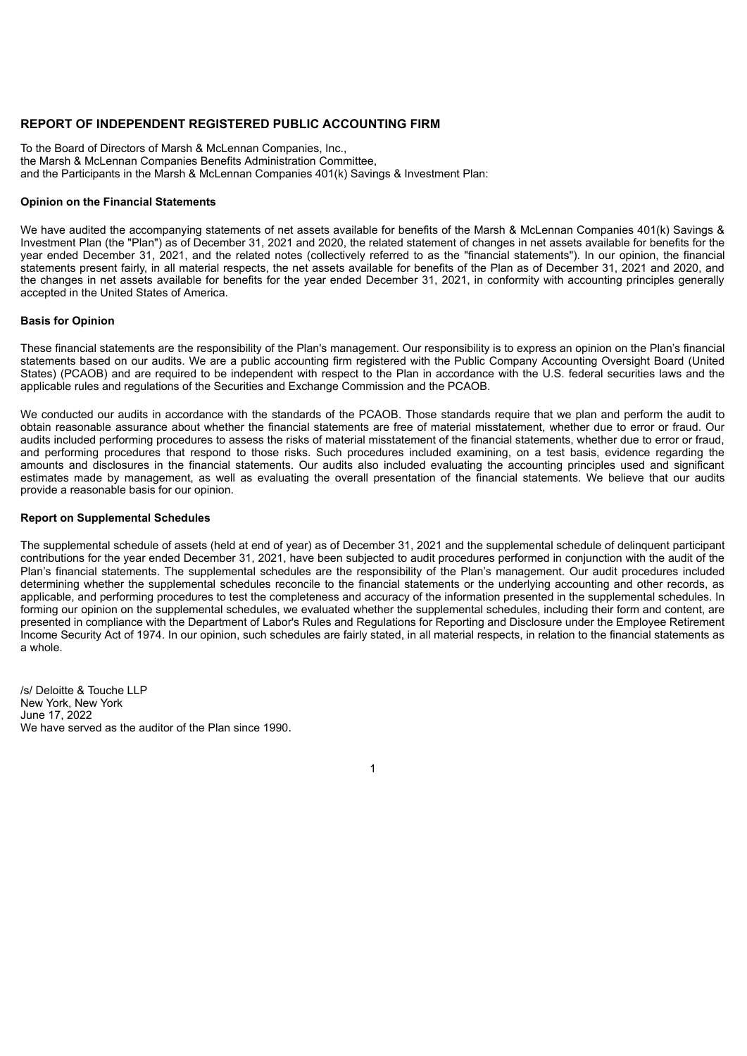# REPORT OF INDEPENDENT REGISTERED PUBLIC ACCOUNTING FIRM

To the Board of Directors of Marsh & McLennan Companies, Inc.,
the Marsh & McLennan Companies Benefits Administration Committee,
and the Participants in the Marsh & McLennan Companies 401(k) Savings & Investment Plan:

**Opinion on the Financial Statements**

We have audited the accompanying statements of net assets available for benefits of the Marsh & McLennan Companies 401(k) Savings & Investment Plan (the "Plan") as of December 31, 2021 and 2020, the related statement of changes in net assets available for benefits for the year ended December 31, 2021, and the related notes (collectively referred to as the "financial statements"). In our opinion, the financial statements present fairly, in all material respects, the net assets available for benefits of the Plan as of December 31, 2021 and 2020, and the changes in net assets available for benefits for the year ended December 31, 2021, in conformity with accounting principles generally accepted in the United States of America.

**Basis for Opinion**

These financial statements are the responsibility of the Plan's management. Our responsibility is to express an opinion on the Plan's financial statements based on our audits. We are a public accounting firm registered with the Public Company Accounting Oversight Board (United States) (PCAOB) and are required to be independent with respect to the Plan in accordance with the U.S. federal securities laws and the applicable rules and regulations of the Securities and Exchange Commission and the PCAOB.

We conducted our audits in accordance with the standards of the PCAOB. Those standards require that we plan and perform the audit to obtain reasonable assurance about whether the financial statements are free of material misstatement, whether due to error or fraud. Our audits included performing procedures to assess the risks of material misstatement of the financial statements, whether due to error or fraud, and performing procedures that respond to those risks. Such procedures included examining, on a test basis, evidence regarding the amounts and disclosures in the financial statements. Our audits also included evaluating the accounting principles used and significant estimates made by management, as well as evaluating the overall presentation of the financial statements. We believe that our audits provide a reasonable basis for our opinion.

**Report on Supplemental Schedules**

The supplemental schedule of assets (held at end of year) as of December 31, 2021 and the supplemental schedule of delinquent participant contributions for the year ended December 31, 2021, have been subjected to audit procedures performed in conjunction with the audit of the Plan's financial statements. The supplemental schedules are the responsibility of the Plan's management. Our audit procedures included determining whether the supplemental schedules reconcile to the financial statements or the underlying accounting and other records, as applicable, and performing procedures to test the completeness and accuracy of the information presented in the supplemental schedules. In forming our opinion on the supplemental schedules, we evaluated whether the supplemental schedules, including their form and content, are presented in compliance with the Department of Labor's Rules and Regulations for Reporting and Disclosure under the Employee Retirement Income Security Act of 1974. In our opinion, such schedules are fairly stated, in all material respects, in relation to the financial statements as a whole.

/s/ Deloitte & Touche LLP
New York, New York
June 17, 2022
We have served as the auditor of the Plan since 1990.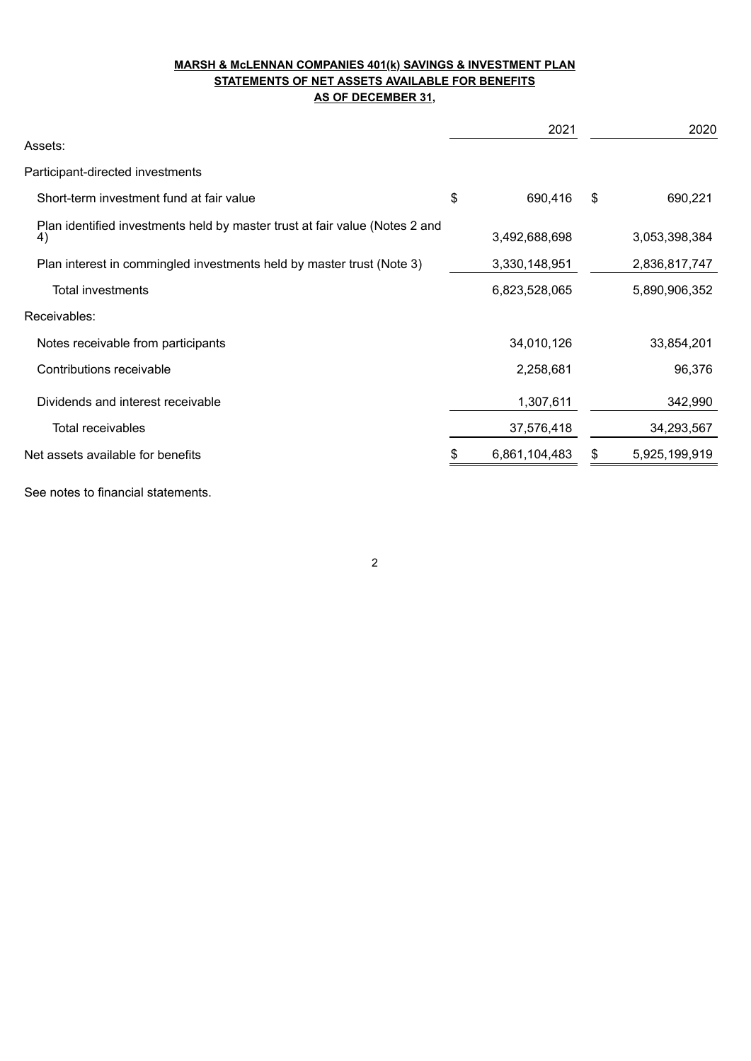**MARSH & McLENNAN COMPANIES 401(k) SAVINGS & INVESTMENT PLAN**

**STATEMENTS OF NET ASSETS AVAILABLE FOR BENEFITS**

**AS OF DECEMBER 31,**

| | 2021 | 2020 |
|---|---|---|
| Assets: | | |
| Participant-directed investments | | |
| Short-term investment fund at fair value | $ 690,416 | $ 690,221 |
| Plan identified investments held by master trust at fair value (Notes 2 and 4) | 3,492,688,698 | 3,053,398,384 |
| Plan interest in commingled investments held by master trust (Note 3) | 3,330,148,951 | 2,836,817,747 |
| Total investments | 6,823,528,065 | 5,890,906,352 |
| Receivables: | | |
| Notes receivable from participants | 34,010,126 | 33,854,201 |
| Contributions receivable | 2,258,681 | 96,376 |
| Dividends and interest receivable | 1,307,611 | 342,990 |
| Total receivables | 37,576,418 | 34,293,567 |
| Net assets available for benefits | $ 6,861,104,483 | $ 5,925,199,919 |

See notes to financial statements.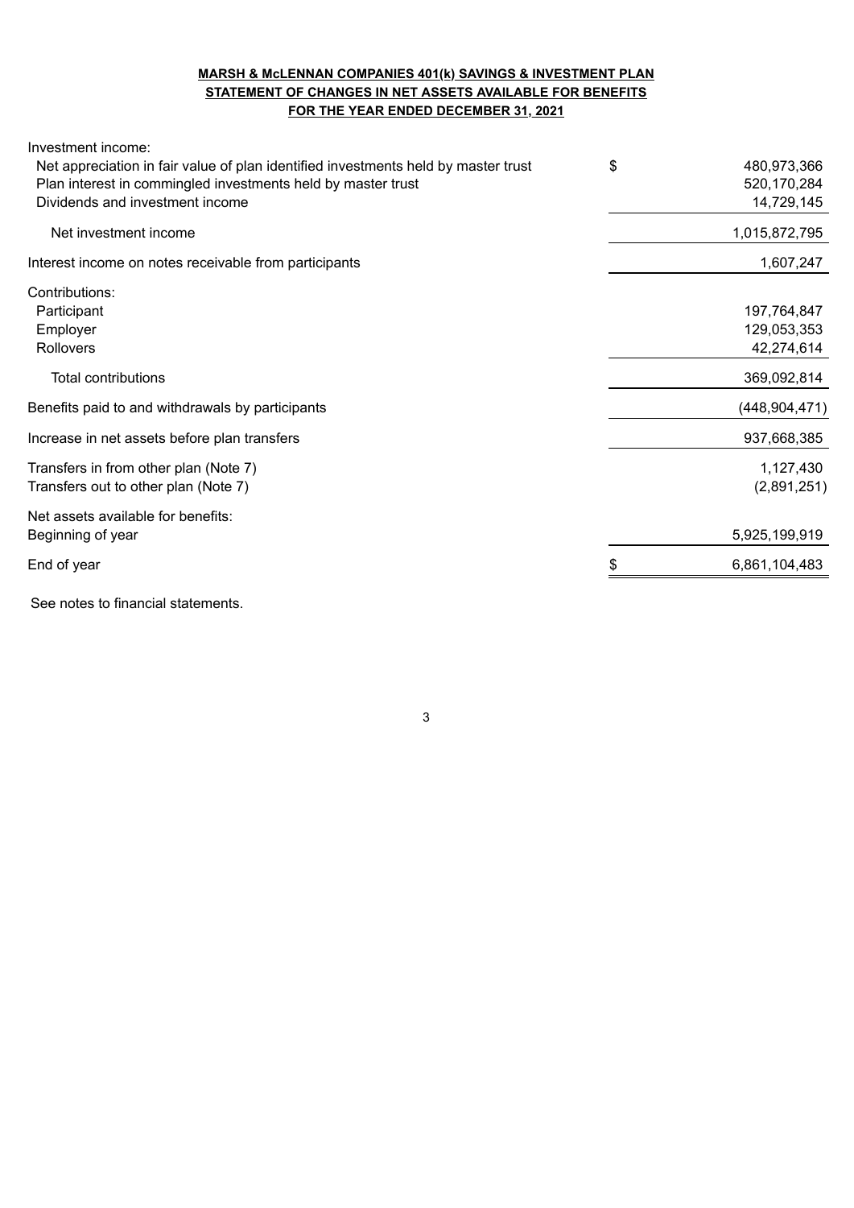**MARSH & McLENNAN COMPANIES 401(k) SAVINGS & INVESTMENT PLAN**
**STATEMENT OF CHANGES IN NET ASSETS AVAILABLE FOR BENEFITS**
**FOR THE YEAR ENDED DECEMBER 31, 2021**

| | | |
|---|---|---|
| Investment income: | | |
| Net appreciation in fair value of plan identified investments held by master trust | $ | 480,973,366 |
| Plan interest in commingled investments held by master trust | | 520,170,284 |
| Dividends and investment income | | 14,729,145 |
| Net investment income | | 1,015,872,795 |
| Interest income on notes receivable from participants | | 1,607,247 |
| Contributions: | | |
| Participant | | 197,764,847 |
| Employer | | 129,053,353 |
| Rollovers | | 42,274,614 |
| Total contributions | | 369,092,814 |
| Benefits paid to and withdrawals by participants | | (448,904,471) |
| Increase in net assets before plan transfers | | 937,668,385 |
| Transfers in from other plan (Note 7) | | 1,127,430 |
| Transfers out to other plan (Note 7) | | (2,891,251) |
| Net assets available for benefits: | | |
| Beginning of year | | 5,925,199,919 |
| End of year | $ | 6,861,104,483 |

See notes to financial statements.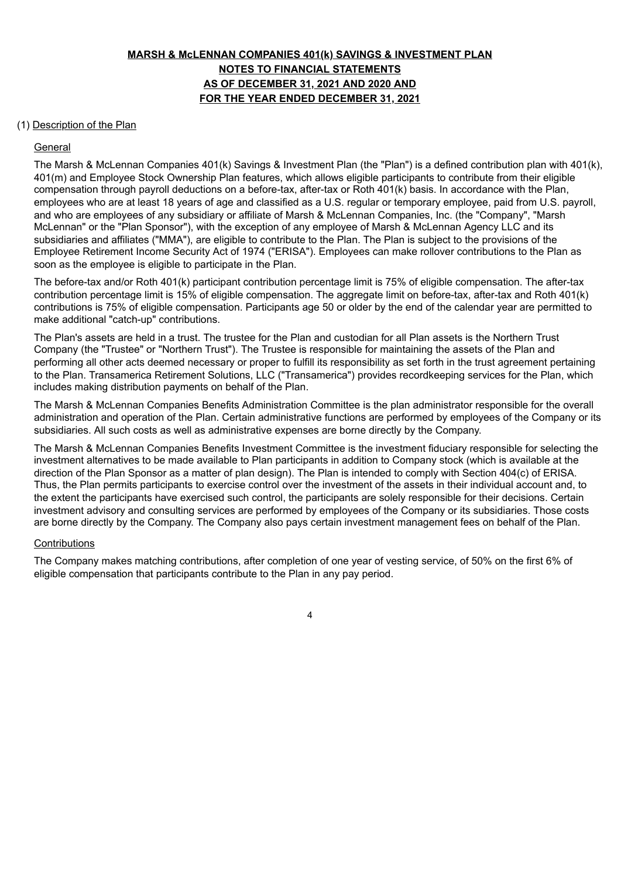# MARSH & McLENNAN COMPANIES 401(k) SAVINGS & INVESTMENT PLAN
## NOTES TO FINANCIAL STATEMENTS
## AS OF DECEMBER 31, 2021 AND 2020 AND
## FOR THE YEAR ENDED DECEMBER 31, 2021

(1) Description of the Plan

General

The Marsh & McLennan Companies 401(k) Savings & Investment Plan (the "Plan") is a defined contribution plan with 401(k), 401(m) and Employee Stock Ownership Plan features, which allows eligible participants to contribute from their eligible compensation through payroll deductions on a before-tax, after-tax or Roth 401(k) basis. In accordance with the Plan, employees who are at least 18 years of age and classified as a U.S. regular or temporary employee, paid from U.S. payroll, and who are employees of any subsidiary or affiliate of Marsh & McLennan Companies, Inc. (the "Company", "Marsh McLennan" or the "Plan Sponsor"), with the exception of any employee of Marsh & McLennan Agency LLC and its subsidiaries and affiliates ("MMA"), are eligible to contribute to the Plan. The Plan is subject to the provisions of the Employee Retirement Income Security Act of 1974 ("ERISA"). Employees can make rollover contributions to the Plan as soon as the employee is eligible to participate in the Plan.

The before-tax and/or Roth 401(k) participant contribution percentage limit is 75% of eligible compensation. The after-tax contribution percentage limit is 15% of eligible compensation. The aggregate limit on before-tax, after-tax and Roth 401(k) contributions is 75% of eligible compensation. Participants age 50 or older by the end of the calendar year are permitted to make additional "catch-up" contributions.

The Plan's assets are held in a trust. The trustee for the Plan and custodian for all Plan assets is the Northern Trust Company (the "Trustee" or "Northern Trust"). The Trustee is responsible for maintaining the assets of the Plan and performing all other acts deemed necessary or proper to fulfill its responsibility as set forth in the trust agreement pertaining to the Plan. Transamerica Retirement Solutions, LLC ("Transamerica") provides recordkeeping services for the Plan, which includes making distribution payments on behalf of the Plan.

The Marsh & McLennan Companies Benefits Administration Committee is the plan administrator responsible for the overall administration and operation of the Plan. Certain administrative functions are performed by employees of the Company or its subsidiaries. All such costs as well as administrative expenses are borne directly by the Company.

The Marsh & McLennan Companies Benefits Investment Committee is the investment fiduciary responsible for selecting the investment alternatives to be made available to Plan participants in addition to Company stock (which is available at the direction of the Plan Sponsor as a matter of plan design). The Plan is intended to comply with Section 404(c) of ERISA. Thus, the Plan permits participants to exercise control over the investment of the assets in their individual account and, to the extent the participants have exercised such control, the participants are solely responsible for their decisions. Certain investment advisory and consulting services are performed by employees of the Company or its subsidiaries. Those costs are borne directly by the Company. The Company also pays certain investment management fees on behalf of the Plan.

Contributions

The Company makes matching contributions, after completion of one year of vesting service, of 50% on the first 6% of eligible compensation that participants contribute to the Plan in any pay period.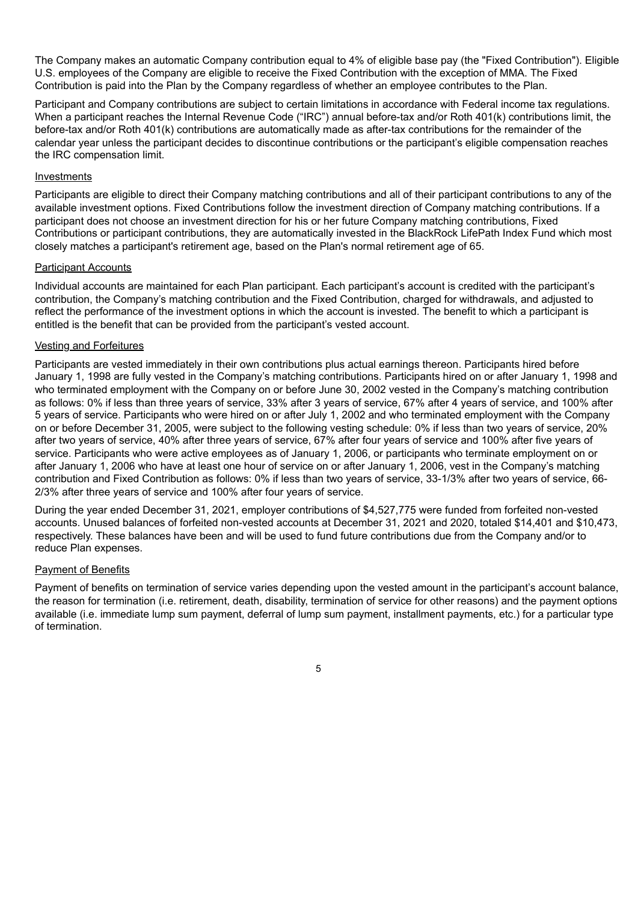The Company makes an automatic Company contribution equal to 4% of eligible base pay (the "Fixed Contribution"). Eligible U.S. employees of the Company are eligible to receive the Fixed Contribution with the exception of MMA. The Fixed Contribution is paid into the Plan by the Company regardless of whether an employee contributes to the Plan.

Participant and Company contributions are subject to certain limitations in accordance with Federal income tax regulations. When a participant reaches the Internal Revenue Code ("IRC") annual before-tax and/or Roth 401(k) contributions limit, the before-tax and/or Roth 401(k) contributions are automatically made as after-tax contributions for the remainder of the calendar year unless the participant decides to discontinue contributions or the participant's eligible compensation reaches the IRC compensation limit.

Investments

Participants are eligible to direct their Company matching contributions and all of their participant contributions to any of the available investment options. Fixed Contributions follow the investment direction of Company matching contributions. If a participant does not choose an investment direction for his or her future Company matching contributions, Fixed Contributions or participant contributions, they are automatically invested in the BlackRock LifePath Index Fund which most closely matches a participant's retirement age, based on the Plan's normal retirement age of 65.

Participant Accounts

Individual accounts are maintained for each Plan participant. Each participant's account is credited with the participant's contribution, the Company's matching contribution and the Fixed Contribution, charged for withdrawals, and adjusted to reflect the performance of the investment options in which the account is invested. The benefit to which a participant is entitled is the benefit that can be provided from the participant's vested account.

Vesting and Forfeitures

Participants are vested immediately in their own contributions plus actual earnings thereon. Participants hired before January 1, 1998 are fully vested in the Company's matching contributions. Participants hired on or after January 1, 1998 and who terminated employment with the Company on or before June 30, 2002 vested in the Company's matching contribution as follows: 0% if less than three years of service, 33% after 3 years of service, 67% after 4 years of service, and 100% after 5 years of service. Participants who were hired on or after July 1, 2002 and who terminated employment with the Company on or before December 31, 2005, were subject to the following vesting schedule: 0% if less than two years of service, 20% after two years of service, 40% after three years of service, 67% after four years of service and 100% after five years of service. Participants who were active employees as of January 1, 2006, or participants who terminate employment on or after January 1, 2006 who have at least one hour of service on or after January 1, 2006, vest in the Company's matching contribution and Fixed Contribution as follows: 0% if less than two years of service, 33-1/3% after two years of service, 66-2/3% after three years of service and 100% after four years of service.

During the year ended December 31, 2021, employer contributions of $4,527,775 were funded from forfeited non-vested accounts. Unused balances of forfeited non-vested accounts at December 31, 2021 and 2020, totaled $14,401 and $10,473, respectively. These balances have been and will be used to fund future contributions due from the Company and/or to reduce Plan expenses.

Payment of Benefits

Payment of benefits on termination of service varies depending upon the vested amount in the participant's account balance, the reason for termination (i.e. retirement, death, disability, termination of service for other reasons) and the payment options available (i.e. immediate lump sum payment, deferral of lump sum payment, installment payments, etc.) for a particular type of termination.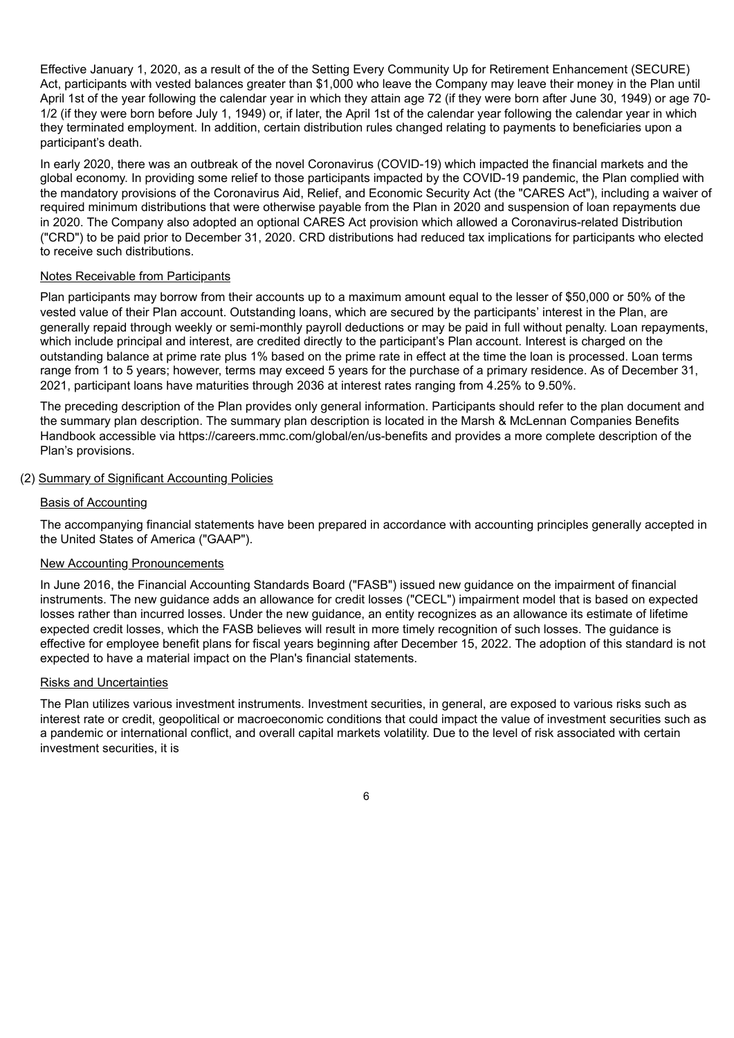Effective January 1, 2020, as a result of the of the Setting Every Community Up for Retirement Enhancement (SECURE) Act, participants with vested balances greater than $1,000 who leave the Company may leave their money in the Plan until April 1st of the year following the calendar year in which they attain age 72 (if they were born after June 30, 1949) or age 70-1/2 (if they were born before July 1, 1949) or, if later, the April 1st of the calendar year following the calendar year in which they terminated employment. In addition, certain distribution rules changed relating to payments to beneficiaries upon a participant's death.

In early 2020, there was an outbreak of the novel Coronavirus (COVID-19) which impacted the financial markets and the global economy. In providing some relief to those participants impacted by the COVID-19 pandemic, the Plan complied with the mandatory provisions of the Coronavirus Aid, Relief, and Economic Security Act (the "CARES Act"), including a waiver of required minimum distributions that were otherwise payable from the Plan in 2020 and suspension of loan repayments due in 2020. The Company also adopted an optional CARES Act provision which allowed a Coronavirus-related Distribution ("CRD") to be paid prior to December 31, 2020. CRD distributions had reduced tax implications for participants who elected to receive such distributions.

Notes Receivable from Participants

Plan participants may borrow from their accounts up to a maximum amount equal to the lesser of $50,000 or 50% of the vested value of their Plan account. Outstanding loans, which are secured by the participants' interest in the Plan, are generally repaid through weekly or semi-monthly payroll deductions or may be paid in full without penalty. Loan repayments, which include principal and interest, are credited directly to the participant's Plan account. Interest is charged on the outstanding balance at prime rate plus 1% based on the prime rate in effect at the time the loan is processed. Loan terms range from 1 to 5 years; however, terms may exceed 5 years for the purchase of a primary residence. As of December 31, 2021, participant loans have maturities through 2036 at interest rates ranging from 4.25% to 9.50%.

The preceding description of the Plan provides only general information. Participants should refer to the plan document and the summary plan description. The summary plan description is located in the Marsh & McLennan Companies Benefits Handbook accessible via https://careers.mmc.com/global/en/us-benefits and provides a more complete description of the Plan's provisions.

## (2) Summary of Significant Accounting Policies

### Basis of Accounting

The accompanying financial statements have been prepared in accordance with accounting principles generally accepted in the United States of America ("GAAP").

### New Accounting Pronouncements

In June 2016, the Financial Accounting Standards Board ("FASB") issued new guidance on the impairment of financial instruments. The new guidance adds an allowance for credit losses ("CECL") impairment model that is based on expected losses rather than incurred losses. Under the new guidance, an entity recognizes as an allowance its estimate of lifetime expected credit losses, which the FASB believes will result in more timely recognition of such losses. The guidance is effective for employee benefit plans for fiscal years beginning after December 15, 2022. The adoption of this standard is not expected to have a material impact on the Plan's financial statements.

### Risks and Uncertainties

The Plan utilizes various investment instruments. Investment securities, in general, are exposed to various risks such as interest rate or credit, geopolitical or macroeconomic conditions that could impact the value of investment securities such as a pandemic or international conflict, and overall capital markets volatility. Due to the level of risk associated with certain investment securities, it is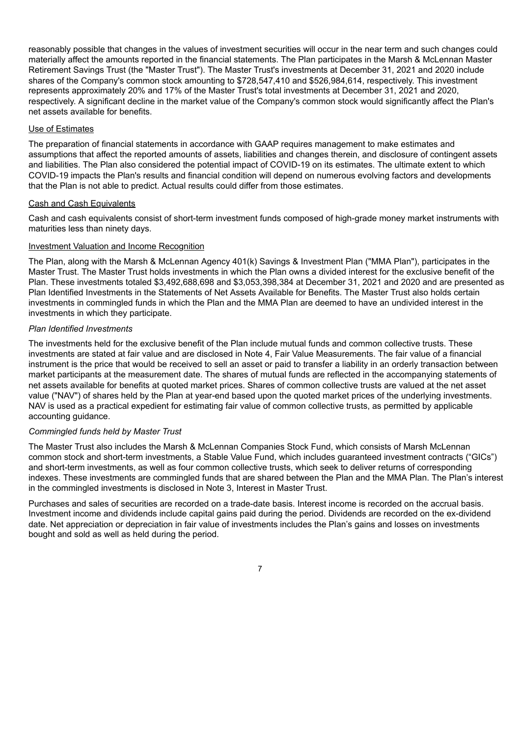reasonably possible that changes in the values of investment securities will occur in the near term and such changes could materially affect the amounts reported in the financial statements. The Plan participates in the Marsh & McLennan Master Retirement Savings Trust (the "Master Trust"). The Master Trust's investments at December 31, 2021 and 2020 include shares of the Company's common stock amounting to $728,547,410 and $526,984,614, respectively. This investment represents approximately 20% and 17% of the Master Trust's total investments at December 31, 2021 and 2020, respectively. A significant decline in the market value of the Company's common stock would significantly affect the Plan's net assets available for benefits.

Use of Estimates

The preparation of financial statements in accordance with GAAP requires management to make estimates and assumptions that affect the reported amounts of assets, liabilities and changes therein, and disclosure of contingent assets and liabilities. The Plan also considered the potential impact of COVID-19 on its estimates. The ultimate extent to which COVID-19 impacts the Plan's results and financial condition will depend on numerous evolving factors and developments that the Plan is not able to predict. Actual results could differ from those estimates.

Cash and Cash Equivalents

Cash and cash equivalents consist of short-term investment funds composed of high-grade money market instruments with maturities less than ninety days.

Investment Valuation and Income Recognition

The Plan, along with the Marsh & McLennan Agency 401(k) Savings & Investment Plan ("MMA Plan"), participates in the Master Trust. The Master Trust holds investments in which the Plan owns a divided interest for the exclusive benefit of the Plan. These investments totaled $3,492,688,698 and $3,053,398,384 at December 31, 2021 and 2020 and are presented as Plan Identified Investments in the Statements of Net Assets Available for Benefits. The Master Trust also holds certain investments in commingled funds in which the Plan and the MMA Plan are deemed to have an undivided interest in the investments in which they participate.

*Plan Identified Investments*

The investments held for the exclusive benefit of the Plan include mutual funds and common collective trusts. These investments are stated at fair value and are disclosed in Note 4, Fair Value Measurements. The fair value of a financial instrument is the price that would be received to sell an asset or paid to transfer a liability in an orderly transaction between market participants at the measurement date. The shares of mutual funds are reflected in the accompanying statements of net assets available for benefits at quoted market prices. Shares of common collective trusts are valued at the net asset value ("NAV") of shares held by the Plan at year-end based upon the quoted market prices of the underlying investments. NAV is used as a practical expedient for estimating fair value of common collective trusts, as permitted by applicable accounting guidance.

*Commingled funds held by Master Trust*

The Master Trust also includes the Marsh & McLennan Companies Stock Fund, which consists of Marsh McLennan common stock and short-term investments, a Stable Value Fund, which includes guaranteed investment contracts ("GICs") and short-term investments, as well as four common collective trusts, which seek to deliver returns of corresponding indexes. These investments are commingled funds that are shared between the Plan and the MMA Plan. The Plan's interest in the commingled investments is disclosed in Note 3, Interest in Master Trust.

Purchases and sales of securities are recorded on a trade-date basis. Interest income is recorded on the accrual basis. Investment income and dividends include capital gains paid during the period. Dividends are recorded on the ex-dividend date. Net appreciation or depreciation in fair value of investments includes the Plan's gains and losses on investments bought and sold as well as held during the period.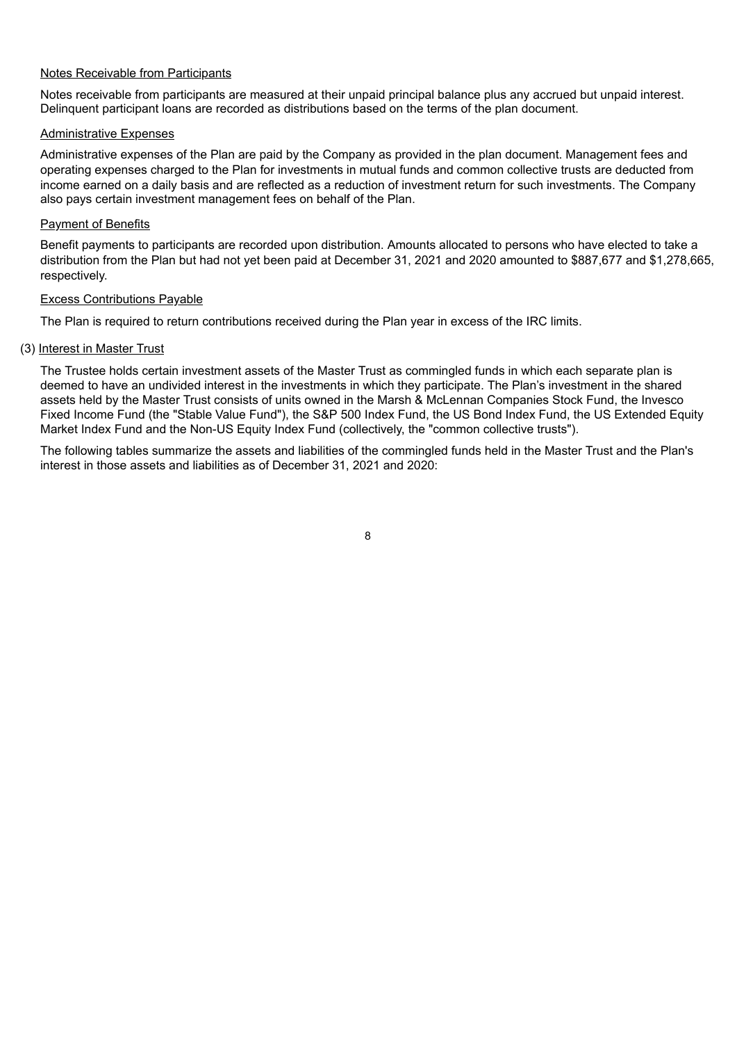### Notes Receivable from Participants

Notes receivable from participants are measured at their unpaid principal balance plus any accrued but unpaid interest. Delinquent participant loans are recorded as distributions based on the terms of the plan document.

### Administrative Expenses

Administrative expenses of the Plan are paid by the Company as provided in the plan document. Management fees and operating expenses charged to the Plan for investments in mutual funds and common collective trusts are deducted from income earned on a daily basis and are reflected as a reduction of investment return for such investments. The Company also pays certain investment management fees on behalf of the Plan.

### Payment of Benefits

Benefit payments to participants are recorded upon distribution. Amounts allocated to persons who have elected to take a distribution from the Plan but had not yet been paid at December 31, 2021 and 2020 amounted to $887,677 and $1,278,665, respectively.

### Excess Contributions Payable

The Plan is required to return contributions received during the Plan year in excess of the IRC limits.

## (3) Interest in Master Trust

The Trustee holds certain investment assets of the Master Trust as commingled funds in which each separate plan is deemed to have an undivided interest in the investments in which they participate. The Plan's investment in the shared assets held by the Master Trust consists of units owned in the Marsh & McLennan Companies Stock Fund, the Invesco Fixed Income Fund (the "Stable Value Fund"), the S&P 500 Index Fund, the US Bond Index Fund, the US Extended Equity Market Index Fund and the Non-US Equity Index Fund (collectively, the "common collective trusts").

The following tables summarize the assets and liabilities of the commingled funds held in the Master Trust and the Plan's interest in those assets and liabilities as of December 31, 2021 and 2020: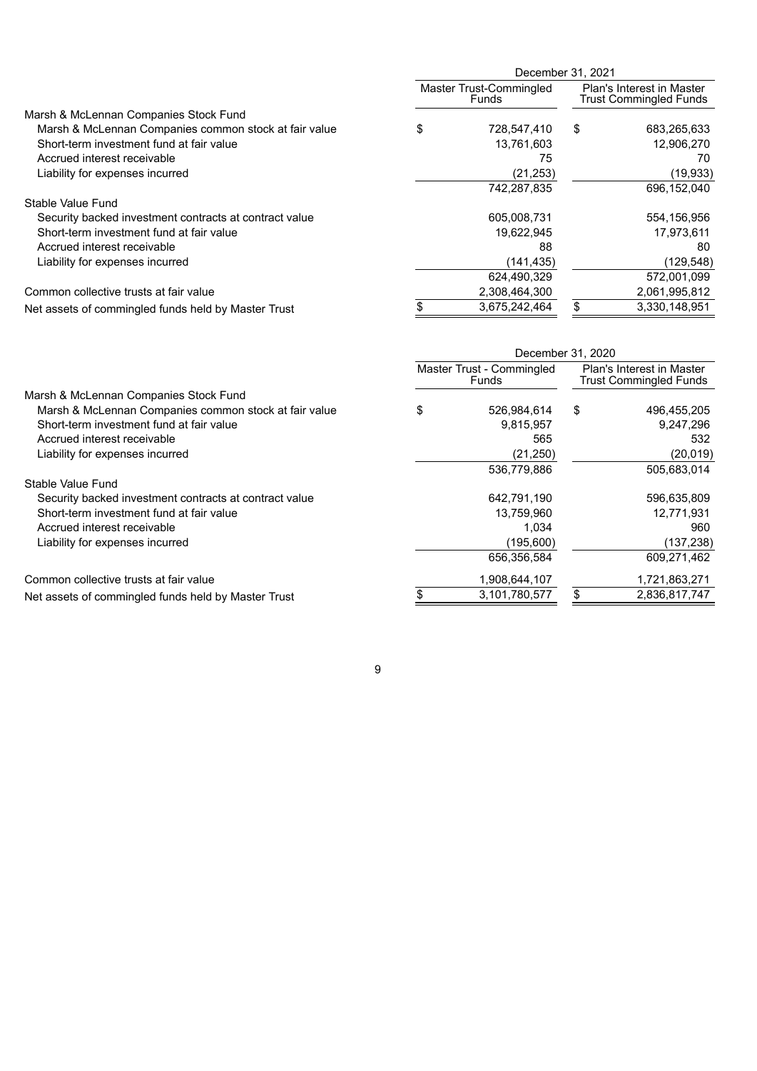| | December 31, 2021 | |
|---|---|---|
| | Master Trust-Commingled Funds | Plan's Interest in Master Trust Commingled Funds |
| Marsh & McLennan Companies Stock Fund | | |
| Marsh & McLennan Companies common stock at fair value | $ 728,547,410 | $ 683,265,633 |
| Short-term investment fund at fair value | 13,761,603 | 12,906,270 |
| Accrued interest receivable | 75 | 70 |
| Liability for expenses incurred | (21,253) | (19,933) |
| | 742,287,835 | 696,152,040 |
| Stable Value Fund | | |
| Security backed investment contracts at contract value | 605,008,731 | 554,156,956 |
| Short-term investment fund at fair value | 19,622,945 | 17,973,611 |
| Accrued interest receivable | 88 | 80 |
| Liability for expenses incurred | (141,435) | (129,548) |
| | 624,490,329 | 572,001,099 |
| Common collective trusts at fair value | 2,308,464,300 | 2,061,995,812 |
| Net assets of commingled funds held by Master Trust | $ 3,675,242,464 | $ 3,330,148,951 |

| | December 31, 2020 | |
|---|---|---|
| | Master Trust - Commingled Funds | Plan's Interest in Master Trust Commingled Funds |
| Marsh & McLennan Companies Stock Fund | | |
| Marsh & McLennan Companies common stock at fair value | $ 526,984,614 | $ 496,455,205 |
| Short-term investment fund at fair value | 9,815,957 | 9,247,296 |
| Accrued interest receivable | 565 | 532 |
| Liability for expenses incurred | (21,250) | (20,019) |
| | 536,779,886 | 505,683,014 |
| Stable Value Fund | | |
| Security backed investment contracts at contract value | 642,791,190 | 596,635,809 |
| Short-term investment fund at fair value | 13,759,960 | 12,771,931 |
| Accrued interest receivable | 1,034 | 960 |
| Liability for expenses incurred | (195,600) | (137,238) |
| | 656,356,584 | 609,271,462 |
| Common collective trusts at fair value | 1,908,644,107 | 1,721,863,271 |
| Net assets of commingled funds held by Master Trust | $ 3,101,780,577 | $ 2,836,817,747 |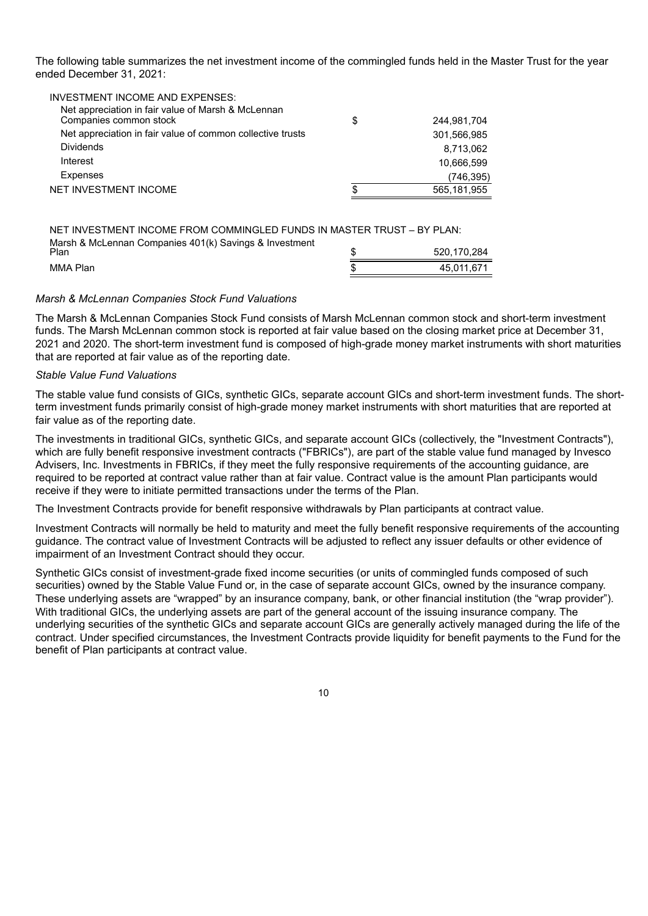The following table summarizes the net investment income of the commingled funds held in the Master Trust for the year ended December 31, 2021:

| | | |
|---|---|---|
| INVESTMENT INCOME AND EXPENSES: | | |
| Net appreciation in fair value of Marsh & McLennan Companies common stock | $ | 244,981,704 |
| Net appreciation in fair value of common collective trusts | | 301,566,985 |
| Dividends | | 8,713,062 |
| Interest | | 10,666,599 |
| Expenses | | (746,395) |
| NET INVESTMENT INCOME | $ | 565,181,955 |

| | | |
|---|---|---|
| NET INVESTMENT INCOME FROM COMMINGLED FUNDS IN MASTER TRUST – BY PLAN: | | |
| Marsh & McLennan Companies 401(k) Savings & Investment Plan | $ | 520,170,284 |
| MMA Plan | $ | 45,011,671 |

*Marsh & McLennan Companies Stock Fund Valuations*

The Marsh & McLennan Companies Stock Fund consists of Marsh McLennan common stock and short-term investment funds. The Marsh McLennan common stock is reported at fair value based on the closing market price at December 31, 2021 and 2020. The short-term investment fund is composed of high-grade money market instruments with short maturities that are reported at fair value as of the reporting date.

*Stable Value Fund Valuations*

The stable value fund consists of GICs, synthetic GICs, separate account GICs and short-term investment funds. The short-term investment funds primarily consist of high-grade money market instruments with short maturities that are reported at fair value as of the reporting date.

The investments in traditional GICs, synthetic GICs, and separate account GICs (collectively, the "Investment Contracts"), which are fully benefit responsive investment contracts ("FBRICs"), are part of the stable value fund managed by Invesco Advisers, Inc. Investments in FBRICs, if they meet the fully responsive requirements of the accounting guidance, are required to be reported at contract value rather than at fair value. Contract value is the amount Plan participants would receive if they were to initiate permitted transactions under the terms of the Plan.

The Investment Contracts provide for benefit responsive withdrawals by Plan participants at contract value.

Investment Contracts will normally be held to maturity and meet the fully benefit responsive requirements of the accounting guidance. The contract value of Investment Contracts will be adjusted to reflect any issuer defaults or other evidence of impairment of an Investment Contract should they occur.

Synthetic GICs consist of investment-grade fixed income securities (or units of commingled funds composed of such securities) owned by the Stable Value Fund or, in the case of separate account GICs, owned by the insurance company. These underlying assets are "wrapped" by an insurance company, bank, or other financial institution (the "wrap provider"). With traditional GICs, the underlying assets are part of the general account of the issuing insurance company. The underlying securities of the synthetic GICs and separate account GICs are generally actively managed during the life of the contract. Under specified circumstances, the Investment Contracts provide liquidity for benefit payments to the Fund for the benefit of Plan participants at contract value.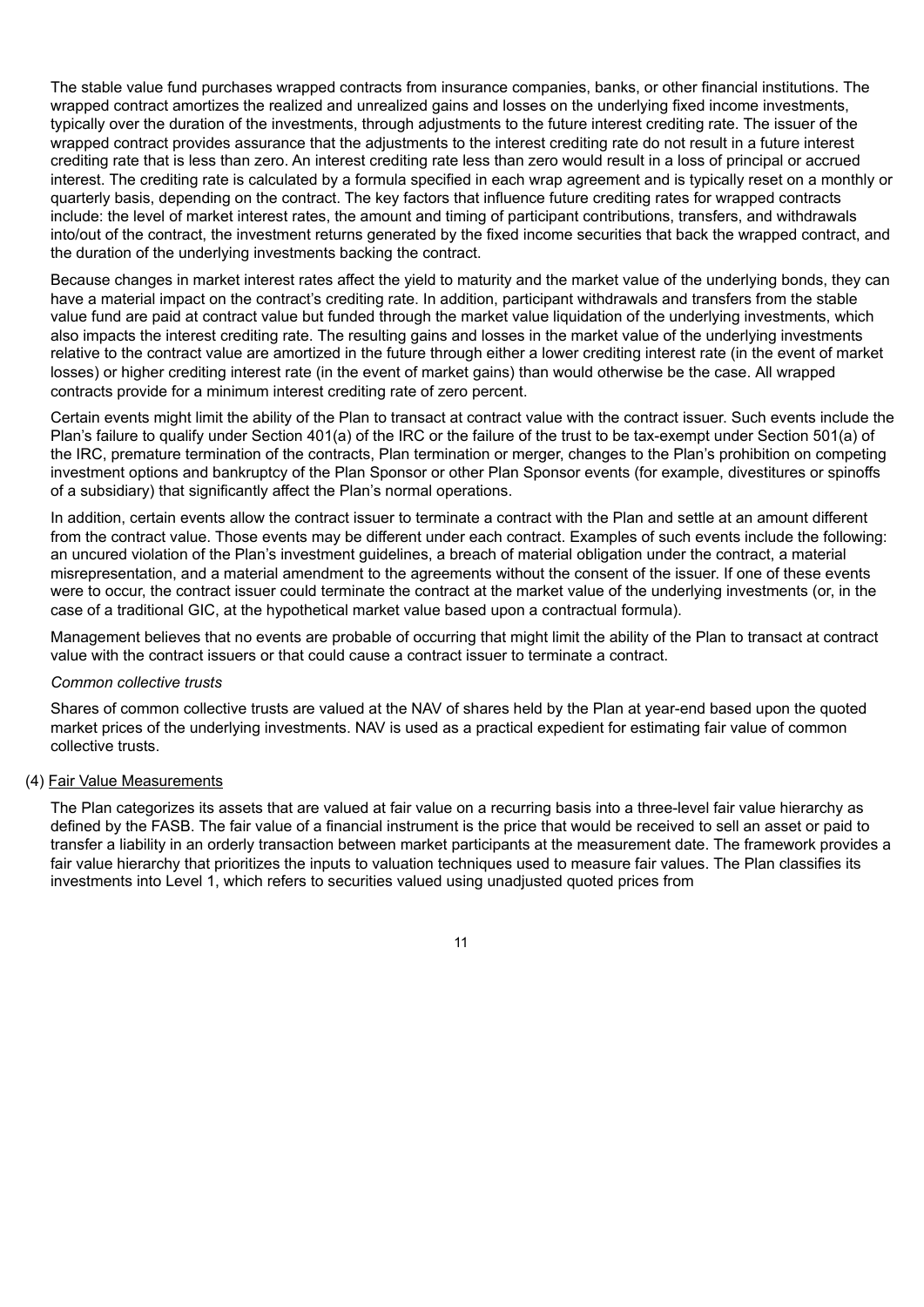The stable value fund purchases wrapped contracts from insurance companies, banks, or other financial institutions. The wrapped contract amortizes the realized and unrealized gains and losses on the underlying fixed income investments, typically over the duration of the investments, through adjustments to the future interest crediting rate. The issuer of the wrapped contract provides assurance that the adjustments to the interest crediting rate do not result in a future interest crediting rate that is less than zero. An interest crediting rate less than zero would result in a loss of principal or accrued interest. The crediting rate is calculated by a formula specified in each wrap agreement and is typically reset on a monthly or quarterly basis, depending on the contract. The key factors that influence future crediting rates for wrapped contracts include: the level of market interest rates, the amount and timing of participant contributions, transfers, and withdrawals into/out of the contract, the investment returns generated by the fixed income securities that back the wrapped contract, and the duration of the underlying investments backing the contract.

Because changes in market interest rates affect the yield to maturity and the market value of the underlying bonds, they can have a material impact on the contract's crediting rate. In addition, participant withdrawals and transfers from the stable value fund are paid at contract value but funded through the market value liquidation of the underlying investments, which also impacts the interest crediting rate. The resulting gains and losses in the market value of the underlying investments relative to the contract value are amortized in the future through either a lower crediting interest rate (in the event of market losses) or higher crediting interest rate (in the event of market gains) than would otherwise be the case. All wrapped contracts provide for a minimum interest crediting rate of zero percent.

Certain events might limit the ability of the Plan to transact at contract value with the contract issuer. Such events include the Plan's failure to qualify under Section 401(a) of the IRC or the failure of the trust to be tax-exempt under Section 501(a) of the IRC, premature termination of the contracts, Plan termination or merger, changes to the Plan's prohibition on competing investment options and bankruptcy of the Plan Sponsor or other Plan Sponsor events (for example, divestitures or spinoffs of a subsidiary) that significantly affect the Plan's normal operations.

In addition, certain events allow the contract issuer to terminate a contract with the Plan and settle at an amount different from the contract value. Those events may be different under each contract. Examples of such events include the following: an uncured violation of the Plan's investment guidelines, a breach of material obligation under the contract, a material misrepresentation, and a material amendment to the agreements without the consent of the issuer. If one of these events were to occur, the contract issuer could terminate the contract at the market value of the underlying investments (or, in the case of a traditional GIC, at the hypothetical market value based upon a contractual formula).

Management believes that no events are probable of occurring that might limit the ability of the Plan to transact at contract value with the contract issuers or that could cause a contract issuer to terminate a contract.

*Common collective trusts*

Shares of common collective trusts are valued at the NAV of shares held by the Plan at year-end based upon the quoted market prices of the underlying investments. NAV is used as a practical expedient for estimating fair value of common collective trusts.

(4) Fair Value Measurements

The Plan categorizes its assets that are valued at fair value on a recurring basis into a three-level fair value hierarchy as defined by the FASB. The fair value of a financial instrument is the price that would be received to sell an asset or paid to transfer a liability in an orderly transaction between market participants at the measurement date. The framework provides a fair value hierarchy that prioritizes the inputs to valuation techniques used to measure fair values. The Plan classifies its investments into Level 1, which refers to securities valued using unadjusted quoted prices from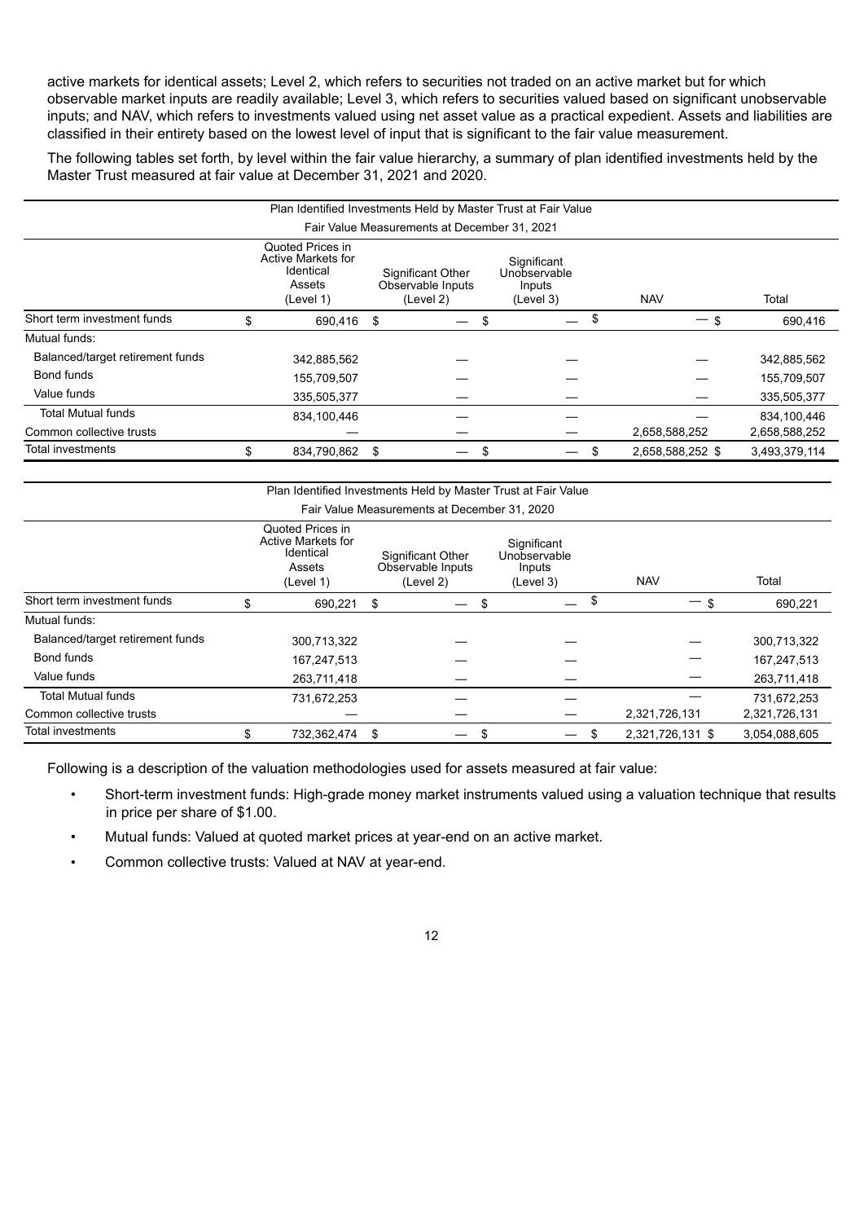active markets for identical assets; Level 2, which refers to securities not traded on an active market but for which observable market inputs are readily available; Level 3, which refers to securities valued based on significant unobservable inputs; and NAV, which refers to investments valued using net asset value as a practical expedient. Assets and liabilities are classified in their entirety based on the lowest level of input that is significant to the fair value measurement.

The following tables set forth, by level within the fair value hierarchy, a summary of plan identified investments held by the Master Trust measured at fair value at December 31, 2021 and 2020.

| Plan Identified Investments Held by Master Trust at Fair Value | | | | | |
|---|---|---|---|---|---|
| Fair Value Measurements at December 31, 2021 | | | | | |
| | Quoted Prices in Active Markets for Identical Assets (Level 1) | Significant Other Observable Inputs (Level 2) | Significant Unobservable Inputs (Level 3) | NAV | Total |
| Short term investment funds | $ 690,416 | $ — | $ — | $ — | $ 690,416 |
| Mutual funds: | | | | | |
| Balanced/target retirement funds | 342,885,562 | — | — | — | 342,885,562 |
| Bond funds | 155,709,507 | — | — | — | 155,709,507 |
| Value funds | 335,505,377 | — | — | — | 335,505,377 |
| Total Mutual funds | 834,100,446 | — | — | — | 834,100,446 |
| Common collective trusts | — | — | — | 2,658,588,252 | 2,658,588,252 |
| Total investments | $ 834,790,862 | $ — | $ — | $ 2,658,588,252 | $ 3,493,379,114 |

| Plan Identified Investments Held by Master Trust at Fair Value | | | | | |
|---|---|---|---|---|---|
| Fair Value Measurements at December 31, 2020 | | | | | |
| | Quoted Prices in Active Markets for Identical Assets (Level 1) | Significant Other Observable Inputs (Level 2) | Significant Unobservable Inputs (Level 3) | NAV | Total |
| Short term investment funds | $ 690,221 | $ — | $ — | $ — | $ 690,221 |
| Mutual funds: | | | | | |
| Balanced/target retirement funds | 300,713,322 | — | — | — | 300,713,322 |
| Bond funds | 167,247,513 | — | — | — | 167,247,513 |
| Value funds | 263,711,418 | — | — | — | 263,711,418 |
| Total Mutual funds | 731,672,253 | — | — | — | 731,672,253 |
| Common collective trusts | — | — | — | 2,321,726,131 | 2,321,726,131 |
| Total investments | $ 732,362,474 | $ — | $ — | $ 2,321,726,131 | $ 3,054,088,605 |

Following is a description of the valuation methodologies used for assets measured at fair value:

- Short-term investment funds: High-grade money market instruments valued using a valuation technique that results in price per share of $1.00.
- Mutual funds: Valued at quoted market prices at year-end on an active market.
- Common collective trusts: Valued at NAV at year-end.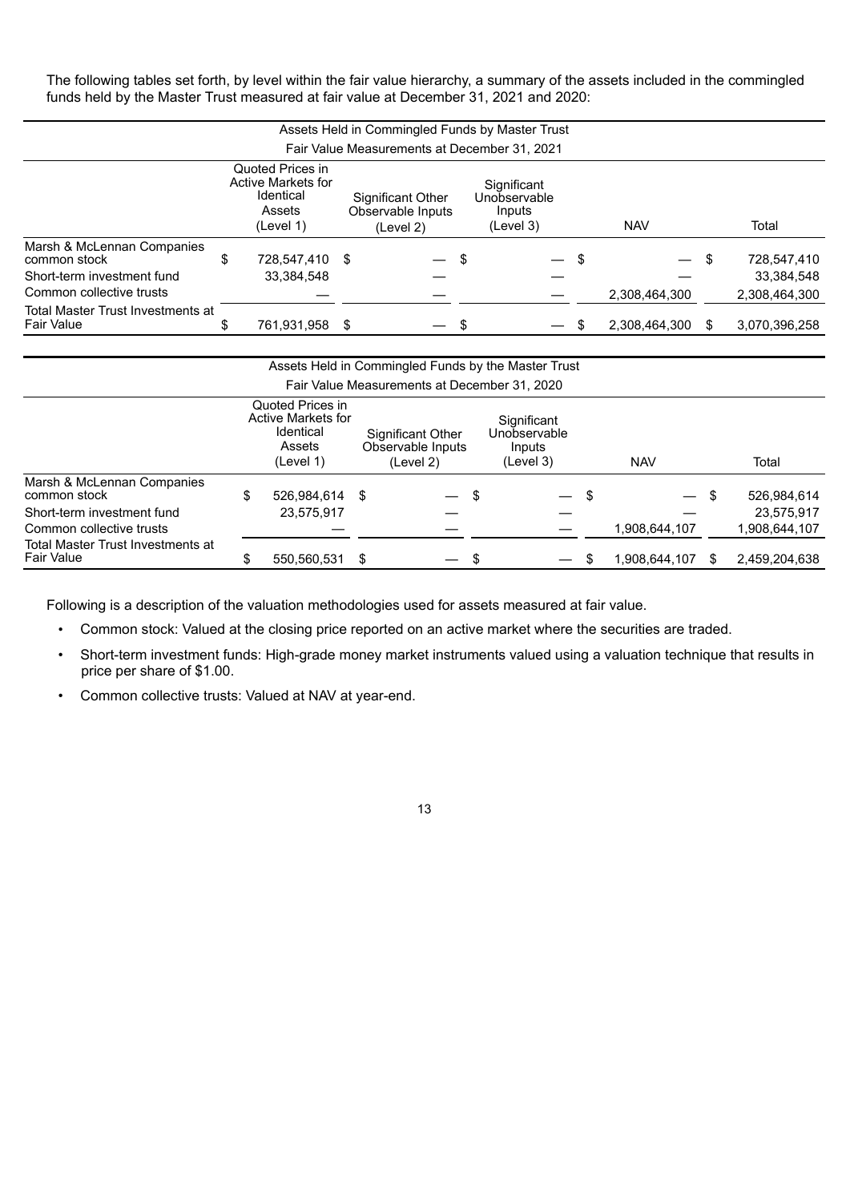The following tables set forth, by level within the fair value hierarchy, a summary of the assets included in the commingled funds held by the Master Trust measured at fair value at December 31, 2021 and 2020:

| Assets Held in Commingled Funds by Master Trust | | | | | |
|---|---|---|---|---|---|
| Fair Value Measurements at December 31, 2021 | | | | | |
| | Quoted Prices in Active Markets for Identical Assets (Level 1) | Significant Other Observable Inputs (Level 2) | Significant Unobservable Inputs (Level 3) | NAV | Total |
| Marsh & McLennan Companies common stock | $ 728,547,410 | $ — | $ — | $ — | $ 728,547,410 |
| Short-term investment fund | 33,384,548 | — | — | — | 33,384,548 |
| Common collective trusts | — | — | — | 2,308,464,300 | 2,308,464,300 |
| Total Master Trust Investments at Fair Value | $ 761,931,958 | $ — | $ — | $ 2,308,464,300 | $ 3,070,396,258 |

| Assets Held in Commingled Funds by the Master Trust | | | | | |
|---|---|---|---|---|---|
| Fair Value Measurements at December 31, 2020 | | | | | |
| | Quoted Prices in Active Markets for Identical Assets (Level 1) | Significant Other Observable Inputs (Level 2) | Significant Unobservable Inputs (Level 3) | NAV | Total |
| Marsh & McLennan Companies common stock | $ 526,984,614 | $ — | $ — | $ — | $ 526,984,614 |
| Short-term investment fund | 23,575,917 | — | — | — | 23,575,917 |
| Common collective trusts | — | — | — | 1,908,644,107 | 1,908,644,107 |
| Total Master Trust Investments at Fair Value | $ 550,560,531 | $ — | $ — | $ 1,908,644,107 | $ 2,459,204,638 |

Following is a description of the valuation methodologies used for assets measured at fair value.

- Common stock: Valued at the closing price reported on an active market where the securities are traded.
- Short-term investment funds: High-grade money market instruments valued using a valuation technique that results in price per share of $1.00.
- Common collective trusts: Valued at NAV at year-end.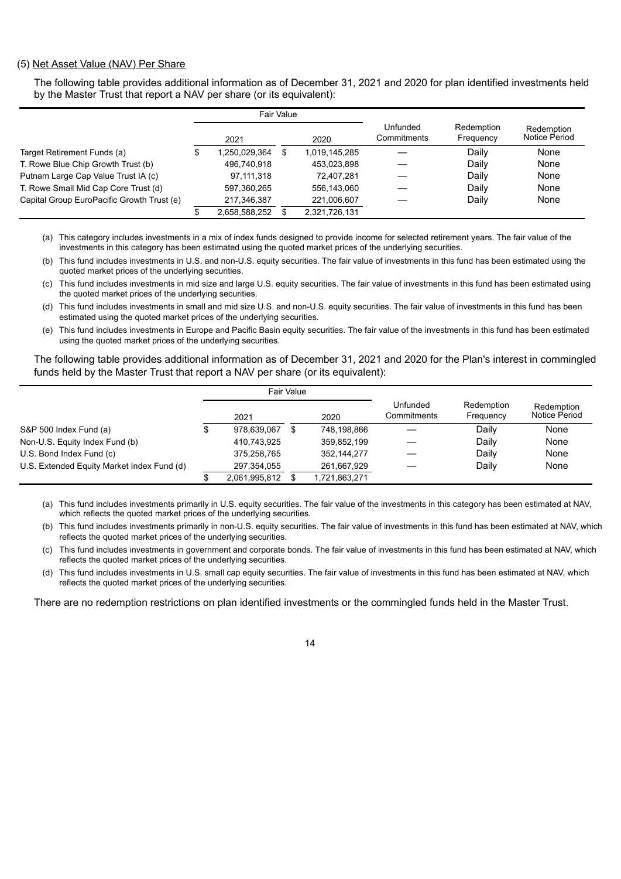(5) Net Asset Value (NAV) Per Share

The following table provides additional information as of December 31, 2021 and 2020 for plan identified investments held by the Master Trust that report a NAV per share (or its equivalent):

| | Fair Value | | Unfunded Commitments | Redemption Frequency | Redemption Notice Period |
|---|---|---|---|---|---|
| | 2021 | 2020 | | | |
| Target Retirement Funds (a) | $ 1,250,029,364 | $ 1,019,145,285 | — | Daily | None |
| T. Rowe Blue Chip Growth Trust (b) | 496,740,918 | 453,023,898 | — | Daily | None |
| Putnam Large Cap Value Trust IA (c) | 97,111,318 | 72,407,281 | — | Daily | None |
| T. Rowe Small Mid Cap Core Trust (d) | 597,360,265 | 556,143,060 | — | Daily | None |
| Capital Group EuroPacific Growth Trust (e) | 217,346,387 | 221,006,607 | — | Daily | None |
| | $ 2,658,588,252 | $ 2,321,726,131 | | | |

(a) This category includes investments in a mix of index funds designed to provide income for selected retirement years. The fair value of the investments in this category has been estimated using the quoted market prices of the underlying securities.

(b) This fund includes investments in U.S. and non-U.S. equity securities. The fair value of investments in this fund has been estimated using the quoted market prices of the underlying securities.

(c) This fund includes investments in mid size and large U.S. equity securities. The fair value of investments in this fund has been estimated using the quoted market prices of the underlying securities.

(d) This fund includes investments in small and mid size U.S. and non-U.S. equity securities. The fair value of investments in this fund has been estimated using the quoted market prices of the underlying securities.

(e) This fund includes investments in Europe and Pacific Basin equity securities. The fair value of the investments in this fund has been estimated using the quoted market prices of the underlying securities.

The following table provides additional information as of December 31, 2021 and 2020 for the Plan's interest in commingled funds held by the Master Trust that report a NAV per share (or its equivalent):

| | Fair Value | | Unfunded Commitments | Redemption Frequency | Redemption Notice Period |
|---|---|---|---|---|---|
| | 2021 | 2020 | | | |
| S&P 500 Index Fund (a) | $ 978,639,067 | $ 748,198,866 | — | Daily | None |
| Non-U.S. Equity Index Fund (b) | 410,743,925 | 359,852,199 | — | Daily | None |
| U.S. Bond Index Fund (c) | 375,258,765 | 352,144,277 | — | Daily | None |
| U.S. Extended Equity Market Index Fund (d) | 297,354,055 | 261,667,929 | — | Daily | None |
| | $ 2,061,995,812 | $ 1,721,863,271 | | | |

(a) This fund includes investments primarily in U.S. equity securities. The fair value of the investments in this category has been estimated at NAV, which reflects the quoted market prices of the underlying securities.

(b) This fund includes investments primarily in non-U.S. equity securities. The fair value of investments in this fund has been estimated at NAV, which reflects the quoted market prices of the underlying securities.

(c) This fund includes investments in government and corporate bonds. The fair value of investments in this fund has been estimated at NAV, which reflects the quoted market prices of the underlying securities.

(d) This fund includes investments in U.S. small cap equity securities. The fair value of investments in this fund has been estimated at NAV, which reflects the quoted market prices of the underlying securities.

There are no redemption restrictions on plan identified investments or the commingled funds held in the Master Trust.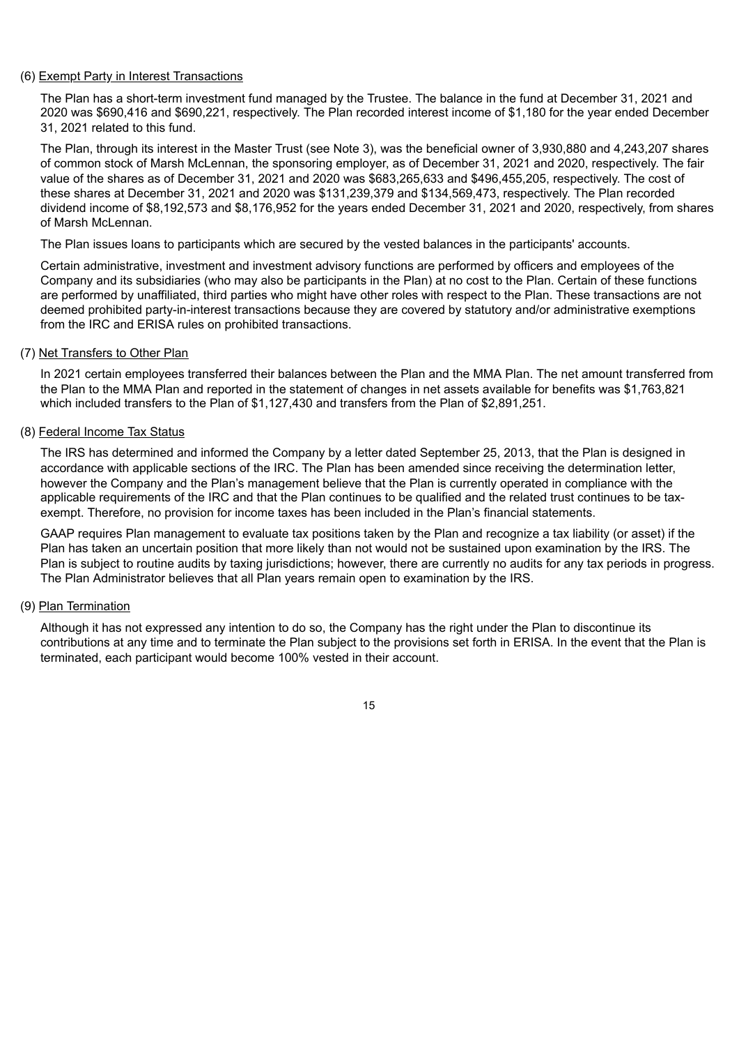(6) <u>Exempt Party in Interest Transactions</u>

The Plan has a short-term investment fund managed by the Trustee. The balance in the fund at December 31, 2021 and 2020 was $690,416 and $690,221, respectively. The Plan recorded interest income of $1,180 for the year ended December 31, 2021 related to this fund.

The Plan, through its interest in the Master Trust (see Note 3), was the beneficial owner of 3,930,880 and 4,243,207 shares of common stock of Marsh McLennan, the sponsoring employer, as of December 31, 2021 and 2020, respectively. The fair value of the shares as of December 31, 2021 and 2020 was $683,265,633 and $496,455,205, respectively. The cost of these shares at December 31, 2021 and 2020 was $131,239,379 and $134,569,473, respectively. The Plan recorded dividend income of $8,192,573 and $8,176,952 for the years ended December 31, 2021 and 2020, respectively, from shares of Marsh McLennan.

The Plan issues loans to participants which are secured by the vested balances in the participants' accounts.

Certain administrative, investment and investment advisory functions are performed by officers and employees of the Company and its subsidiaries (who may also be participants in the Plan) at no cost to the Plan. Certain of these functions are performed by unaffiliated, third parties who might have other roles with respect to the Plan. These transactions are not deemed prohibited party-in-interest transactions because they are covered by statutory and/or administrative exemptions from the IRC and ERISA rules on prohibited transactions.

(7) <u>Net Transfers to Other Plan</u>

In 2021 certain employees transferred their balances between the Plan and the MMA Plan. The net amount transferred from the Plan to the MMA Plan and reported in the statement of changes in net assets available for benefits was $1,763,821 which included transfers to the Plan of $1,127,430 and transfers from the Plan of $2,891,251.

(8) <u>Federal Income Tax Status</u>

The IRS has determined and informed the Company by a letter dated September 25, 2013, that the Plan is designed in accordance with applicable sections of the IRC. The Plan has been amended since receiving the determination letter, however the Company and the Plan's management believe that the Plan is currently operated in compliance with the applicable requirements of the IRC and that the Plan continues to be qualified and the related trust continues to be tax-exempt. Therefore, no provision for income taxes has been included in the Plan's financial statements.

GAAP requires Plan management to evaluate tax positions taken by the Plan and recognize a tax liability (or asset) if the Plan has taken an uncertain position that more likely than not would not be sustained upon examination by the IRS. The Plan is subject to routine audits by taxing jurisdictions; however, there are currently no audits for any tax periods in progress. The Plan Administrator believes that all Plan years remain open to examination by the IRS.

(9) <u>Plan Termination</u>

Although it has not expressed any intention to do so, the Company has the right under the Plan to discontinue its contributions at any time and to terminate the Plan subject to the provisions set forth in ERISA. In the event that the Plan is terminated, each participant would become 100% vested in their account.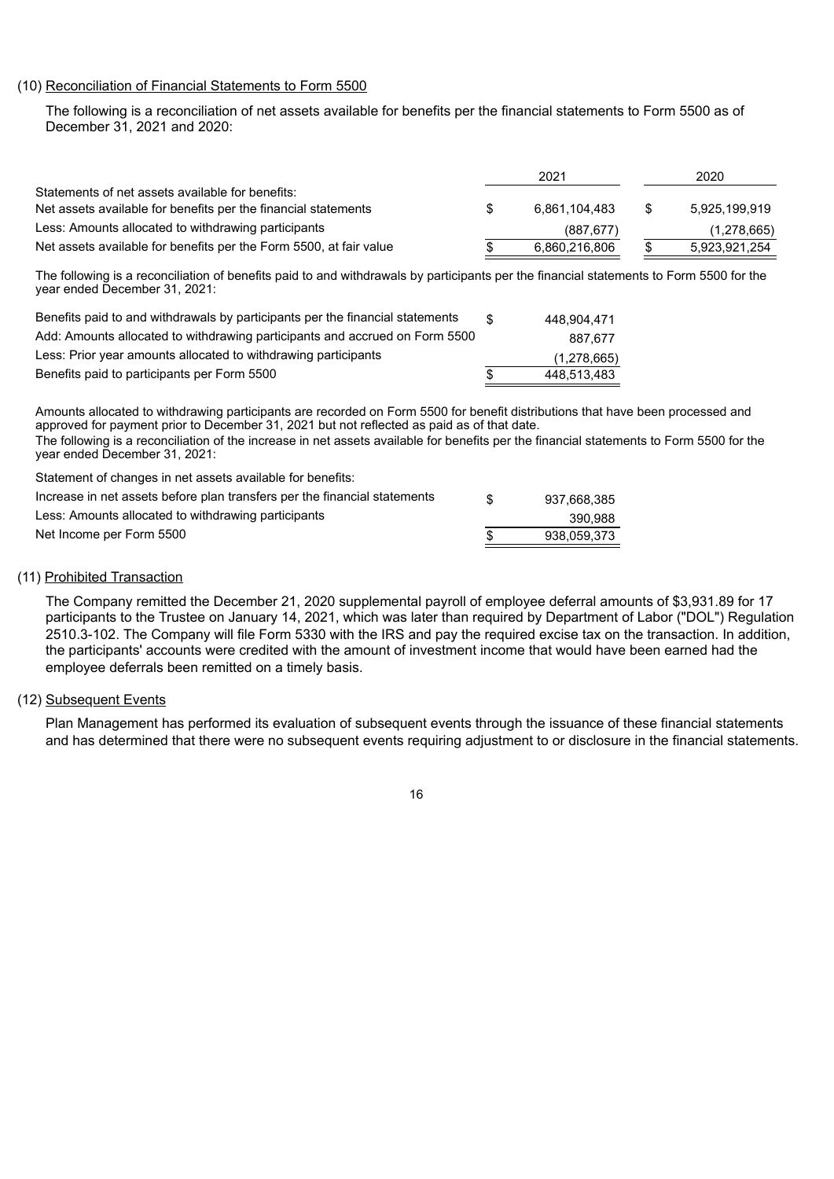(10) Reconciliation of Financial Statements to Form 5500

The following is a reconciliation of net assets available for benefits per the financial statements to Form 5500 as of December 31, 2021 and 2020:

| | 2021 | 2020 |
|---|---|---|
| Statements of net assets available for benefits: | | |
| Net assets available for benefits per the financial statements | $ 6,861,104,483 | $ 5,925,199,919 |
| Less: Amounts allocated to withdrawing participants | (887,677) | (1,278,665) |
| Net assets available for benefits per the Form 5500, at fair value | $ 6,860,216,806 | $ 5,923,921,254 |

The following is a reconciliation of benefits paid to and withdrawals by participants per the financial statements to Form 5500 for the year ended December 31, 2021:

| | |
|---|---|
| Benefits paid to and withdrawals by participants per the financial statements | $ 448,904,471 |
| Add: Amounts allocated to withdrawing participants and accrued on Form 5500 | 887,677 |
| Less: Prior year amounts allocated to withdrawing participants | (1,278,665) |
| Benefits paid to participants per Form 5500 | $ 448,513,483 |

Amounts allocated to withdrawing participants are recorded on Form 5500 for benefit distributions that have been processed and approved for payment prior to December 31, 2021 but not reflected as paid as of that date.

The following is a reconciliation of the increase in net assets available for benefits per the financial statements to Form 5500 for the year ended December 31, 2021:

| | |
|---|---|
| Statement of changes in net assets available for benefits: | |
| Increase in net assets before plan transfers per the financial statements | $ 937,668,385 |
| Less: Amounts allocated to withdrawing participants | 390,988 |
| Net Income per Form 5500 | $ 938,059,373 |

(11) Prohibited Transaction

The Company remitted the December 21, 2020 supplemental payroll of employee deferral amounts of $3,931.89 for 17 participants to the Trustee on January 14, 2021, which was later than required by Department of Labor ("DOL") Regulation 2510.3-102. The Company will file Form 5330 with the IRS and pay the required excise tax on the transaction. In addition, the participants' accounts were credited with the amount of investment income that would have been earned had the employee deferrals been remitted on a timely basis.

(12) Subsequent Events

Plan Management has performed its evaluation of subsequent events through the issuance of these financial statements and has determined that there were no subsequent events requiring adjustment to or disclosure in the financial statements.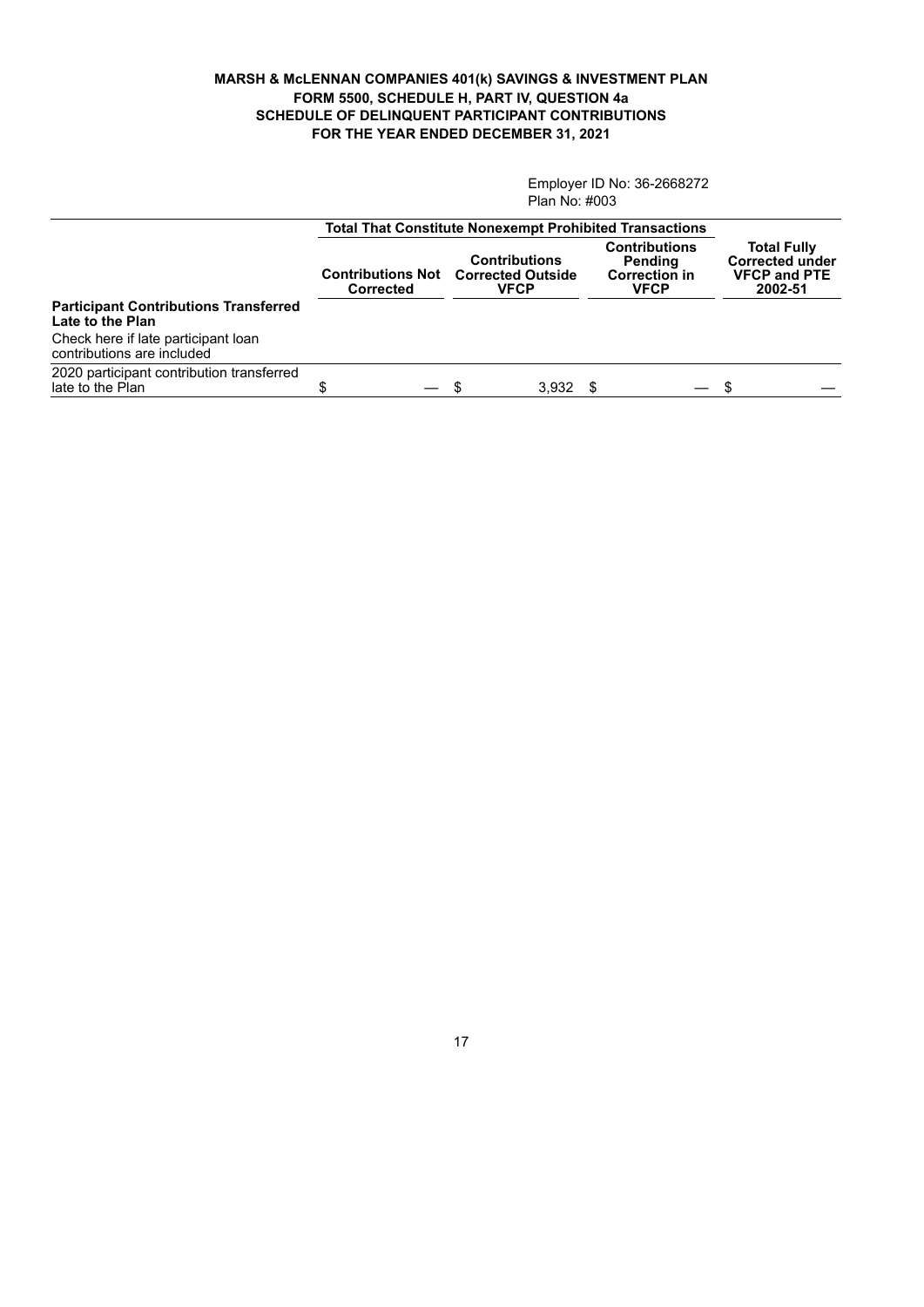**MARSH & McLENNAN COMPANIES 401(k) SAVINGS & INVESTMENT PLAN**
**FORM 5500, SCHEDULE H, PART IV, QUESTION 4a**
**SCHEDULE OF DELINQUENT PARTICIPANT CONTRIBUTIONS**
**FOR THE YEAR ENDED DECEMBER 31, 2021**

Employer ID No: 36-2668272
Plan No: #003

| | Total That Constitute Nonexempt Prohibited Transactions | | | |
|---|---|---|---|---|
| | **Contributions Not Corrected** | **Contributions Corrected Outside VFCP** | **Contributions Pending Correction in VFCP** | **Total Fully Corrected under VFCP and PTE 2002-51** |
| **Participant Contributions Transferred Late to the Plan** | | | | |
| Check here if late participant loan contributions are included | | | | |
| 2020 participant contribution transferred late to the Plan | $ — | $ 3,932 | $ — | $ — |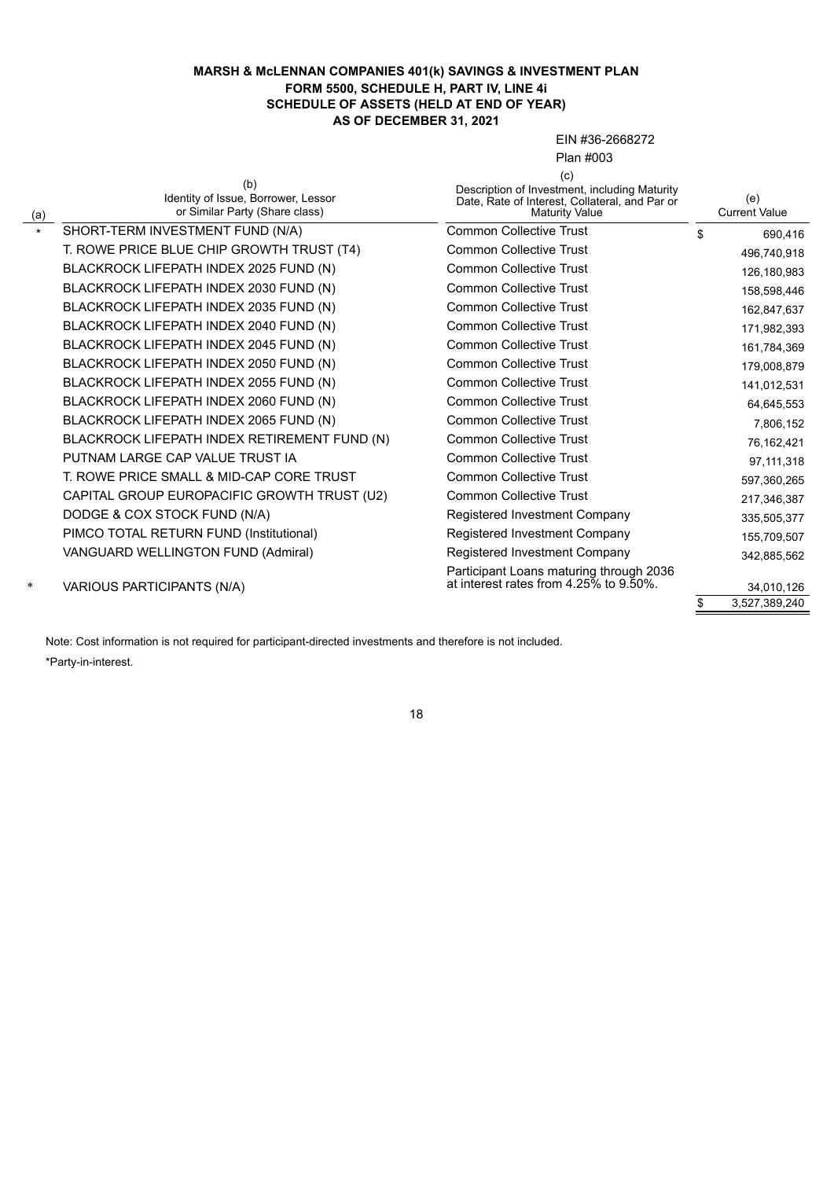**MARSH & McLENNAN COMPANIES 401(k) SAVINGS & INVESTMENT PLAN**
**FORM 5500, SCHEDULE H, PART IV, LINE 4i**
**SCHEDULE OF ASSETS (HELD AT END OF YEAR)**
**AS OF DECEMBER 31, 2021**

EIN #36-2668272
Plan #003

| (a) | (b) Identity of Issue, Borrower, Lessor or Similar Party (Share class) | (c) Description of Investment, including Maturity Date, Rate of Interest, Collateral, and Par or Maturity Value | (e) Current Value |
|---|---|---|---|
| * | SHORT-TERM INVESTMENT FUND (N/A) | Common Collective Trust | $ 690,416 |
| | T. ROWE PRICE BLUE CHIP GROWTH TRUST (T4) | Common Collective Trust | 496,740,918 |
| | BLACKROCK LIFEPATH INDEX 2025 FUND (N) | Common Collective Trust | 126,180,983 |
| | BLACKROCK LIFEPATH INDEX 2030 FUND (N) | Common Collective Trust | 158,598,446 |
| | BLACKROCK LIFEPATH INDEX 2035 FUND (N) | Common Collective Trust | 162,847,637 |
| | BLACKROCK LIFEPATH INDEX 2040 FUND (N) | Common Collective Trust | 171,982,393 |
| | BLACKROCK LIFEPATH INDEX 2045 FUND (N) | Common Collective Trust | 161,784,369 |
| | BLACKROCK LIFEPATH INDEX 2050 FUND (N) | Common Collective Trust | 179,008,879 |
| | BLACKROCK LIFEPATH INDEX 2055 FUND (N) | Common Collective Trust | 141,012,531 |
| | BLACKROCK LIFEPATH INDEX 2060 FUND (N) | Common Collective Trust | 64,645,553 |
| | BLACKROCK LIFEPATH INDEX 2065 FUND (N) | Common Collective Trust | 7,806,152 |
| | BLACKROCK LIFEPATH INDEX RETIREMENT FUND (N) | Common Collective Trust | 76,162,421 |
| | PUTNAM LARGE CAP VALUE TRUST IA | Common Collective Trust | 97,111,318 |
| | T. ROWE PRICE SMALL & MID-CAP CORE TRUST | Common Collective Trust | 597,360,265 |
| | CAPITAL GROUP EUROPACIFIC GROWTH TRUST (U2) | Common Collective Trust | 217,346,387 |
| | DODGE & COX STOCK FUND (N/A) | Registered Investment Company | 335,505,377 |
| | PIMCO TOTAL RETURN FUND (Institutional) | Registered Investment Company | 155,709,507 |
| | VANGUARD WELLINGTON FUND (Admiral) | Registered Investment Company | 342,885,562 |
| * | VARIOUS PARTICIPANTS (N/A) | Participant Loans maturing through 2036 at interest rates from 4.25% to 9.50%. | 34,010,126 |
| | | | $ 3,527,389,240 |

Note: Cost information is not required for participant-directed investments and therefore is not included.

*Party-in-interest.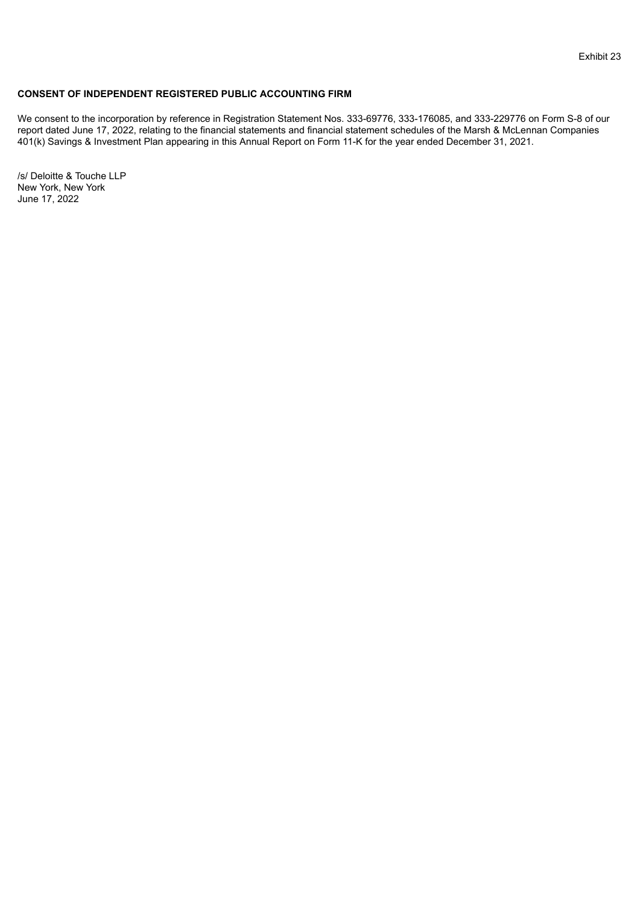Exhibit 23

**CONSENT OF INDEPENDENT REGISTERED PUBLIC ACCOUNTING FIRM**

We consent to the incorporation by reference in Registration Statement Nos. 333-69776, 333-176085, and 333-229776 on Form S-8 of our report dated June 17, 2022, relating to the financial statements and financial statement schedules of the Marsh & McLennan Companies 401(k) Savings & Investment Plan appearing in this Annual Report on Form 11-K for the year ended December 31, 2021.

/s/ Deloitte & Touche LLP
New York, New York
June 17, 2022